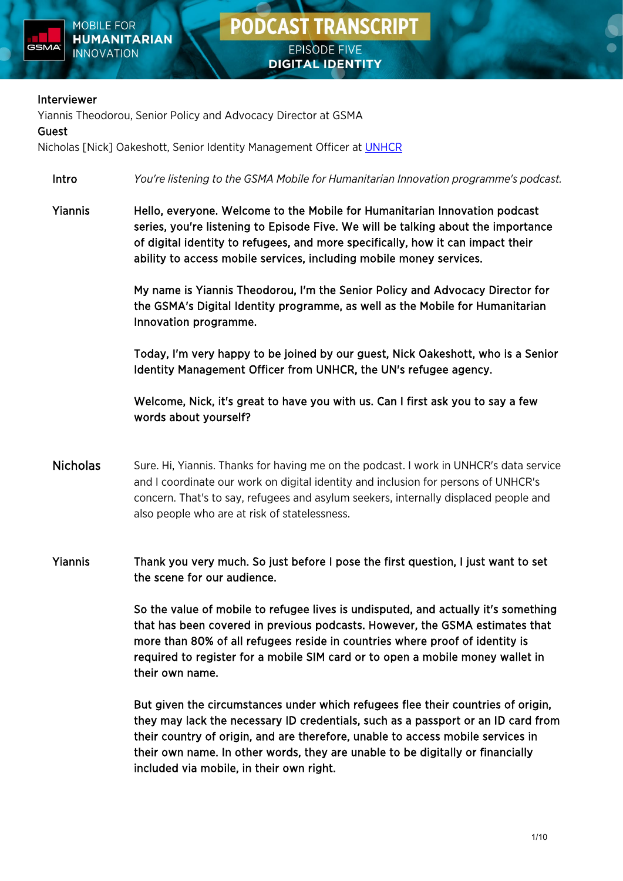# PODCAST TRANSCRIPT

## EPISODE FIVE
## DIGITAL IDENTITY

MOBILE FOR **HUMANITARIAN** INNOVATION

**Interviewer**
Yiannis Theodorou, Senior Policy and Advocacy Director at GSMA
**Guest**
Nicholas [Nick] Oakeshott, Senior Identity Management Officer at UNHCR

**Intro** *You're listening to the GSMA Mobile for Humanitarian Innovation programme's podcast.*

**Yiannis** **Hello, everyone. Welcome to the Mobile for Humanitarian Innovation podcast series, you're listening to Episode Five. We will be talking about the importance of digital identity to refugees, and more specifically, how it can impact their ability to access mobile services, including mobile money services.**

**My name is Yiannis Theodorou, I'm the Senior Policy and Advocacy Director for the GSMA's Digital Identity programme, as well as the Mobile for Humanitarian Innovation programme.**

**Today, I'm very happy to be joined by our guest, Nick Oakeshott, who is a Senior Identity Management Officer from UNHCR, the UN's refugee agency.**

**Welcome, Nick, it's great to have you with us. Can I first ask you to say a few words about yourself?**

**Nicholas** Sure. Hi, Yiannis. Thanks for having me on the podcast. I work in UNHCR's data service and I coordinate our work on digital identity and inclusion for persons of UNHCR's concern. That's to say, refugees and asylum seekers, internally displaced people and also people who are at risk of statelessness.

**Yiannis** **Thank you very much. So just before I pose the first question, I just want to set the scene for our audience.**

**So the value of mobile to refugee lives is undisputed, and actually it's something that has been covered in previous podcasts. However, the GSMA estimates that more than 80% of all refugees reside in countries where proof of identity is required to register for a mobile SIM card or to open a mobile money wallet in their own name.**

**But given the circumstances under which refugees flee their countries of origin, they may lack the necessary ID credentials, such as a passport or an ID card from their country of origin, and are therefore, unable to access mobile services in their own name. In other words, they are unable to be digitally or financially included via mobile, in their own right.**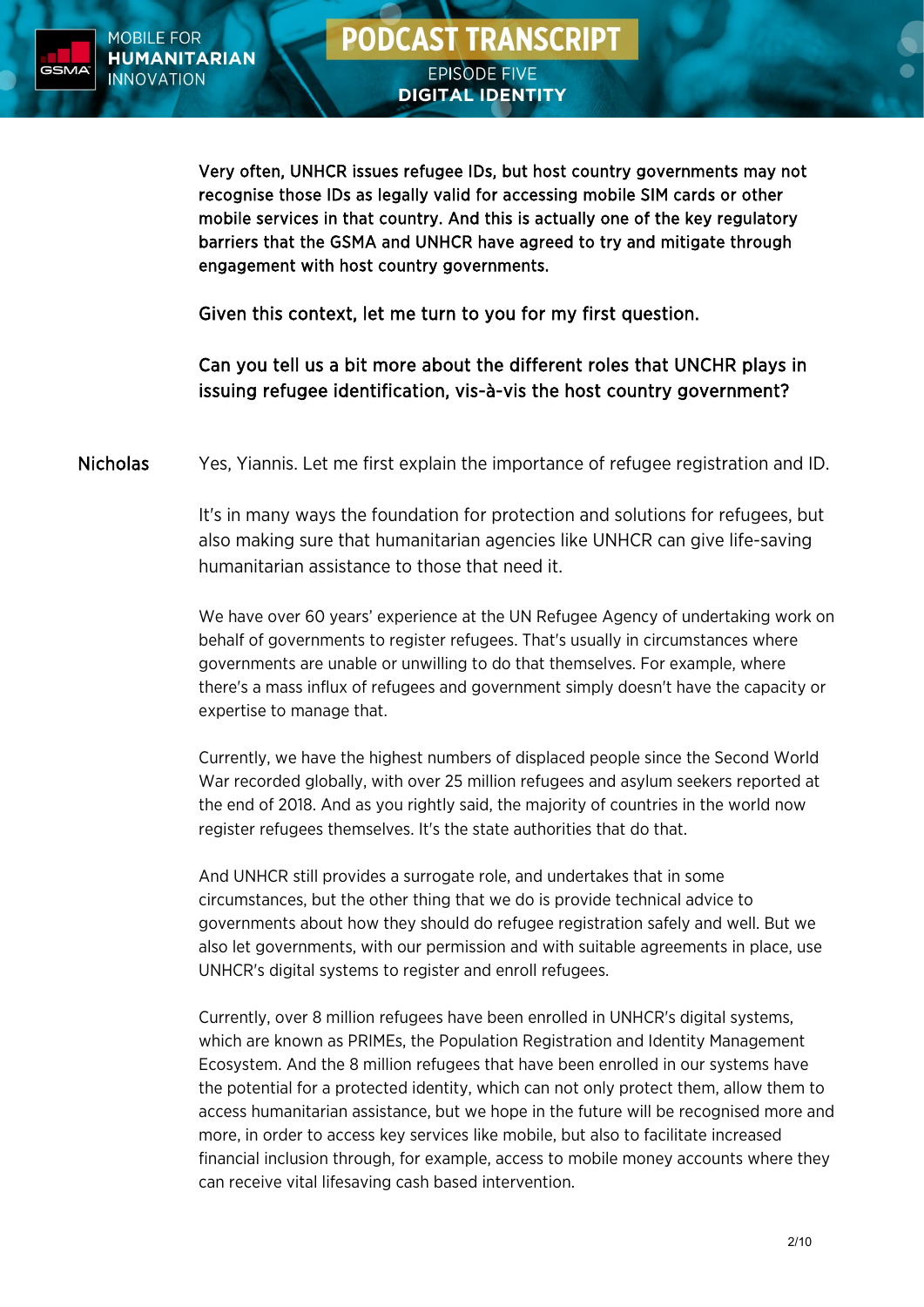**Very often, UNHCR issues refugee IDs, but host country governments may not recognise those IDs as legally valid for accessing mobile SIM cards or other mobile services in that country. And this is actually one of the key regulatory barriers that the GSMA and UNHCR have agreed to try and mitigate through engagement with host country governments.**

**Given this context, let me turn to you for my first question.**

**Can you tell us a bit more about the different roles that UNCHR plays in issuing refugee identification, vis-à-vis the host country government?**

**Nicholas** Yes, Yiannis. Let me first explain the importance of refugee registration and ID.

It's in many ways the foundation for protection and solutions for refugees, but also making sure that humanitarian agencies like UNHCR can give life-saving humanitarian assistance to those that need it.

We have over 60 years' experience at the UN Refugee Agency of undertaking work on behalf of governments to register refugees. That's usually in circumstances where governments are unable or unwilling to do that themselves. For example, where there's a mass influx of refugees and government simply doesn't have the capacity or expertise to manage that.

Currently, we have the highest numbers of displaced people since the Second World War recorded globally, with over 25 million refugees and asylum seekers reported at the end of 2018. And as you rightly said, the majority of countries in the world now register refugees themselves. It's the state authorities that do that.

And UNHCR still provides a surrogate role, and undertakes that in some circumstances, but the other thing that we do is provide technical advice to governments about how they should do refugee registration safely and well. But we also let governments, with our permission and with suitable agreements in place, use UNHCR's digital systems to register and enroll refugees.

Currently, over 8 million refugees have been enrolled in UNHCR's digital systems, which are known as PRIMEs, the Population Registration and Identity Management Ecosystem. And the 8 million refugees that have been enrolled in our systems have the potential for a protected identity, which can not only protect them, allow them to access humanitarian assistance, but we hope in the future will be recognised more and more, in order to access key services like mobile, but also to facilitate increased financial inclusion through, for example, access to mobile money accounts where they can receive vital lifesaving cash based intervention.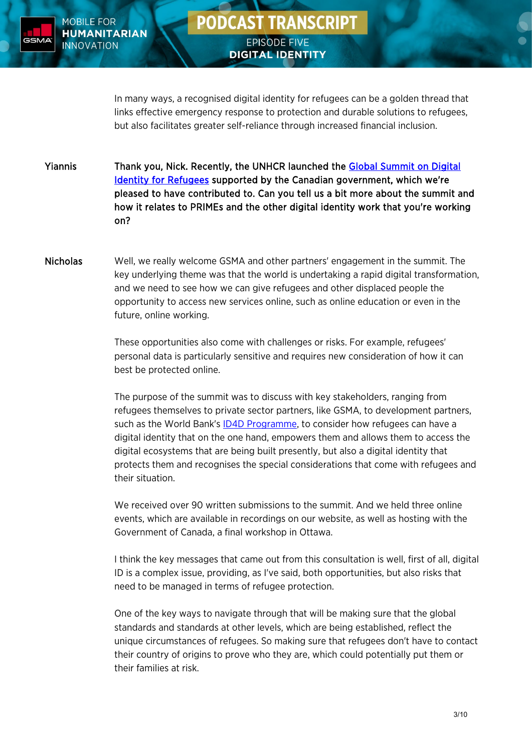In many ways, a recognised digital identity for refugees can be a golden thread that links effective emergency response to protection and durable solutions to refugees, but also facilitates greater self-reliance through increased financial inclusion.

**Yiannis** **Thank you, Nick. Recently, the UNHCR launched the Global Summit on Digital Identity for Refugees supported by the Canadian government, which we're pleased to have contributed to. Can you tell us a bit more about the summit and how it relates to PRIMEs and the other digital identity work that you're working on?**

**Nicholas** Well, we really welcome GSMA and other partners' engagement in the summit. The key underlying theme was that the world is undertaking a rapid digital transformation, and we need to see how we can give refugees and other displaced people the opportunity to access new services online, such as online education or even in the future, online working.

These opportunities also come with challenges or risks. For example, refugees' personal data is particularly sensitive and requires new consideration of how it can best be protected online.

The purpose of the summit was to discuss with key stakeholders, ranging from refugees themselves to private sector partners, like GSMA, to development partners, such as the World Bank's ID4D Programme, to consider how refugees can have a digital identity that on the one hand, empowers them and allows them to access the digital ecosystems that are being built presently, but also a digital identity that protects them and recognises the special considerations that come with refugees and their situation.

We received over 90 written submissions to the summit. And we held three online events, which are available in recordings on our website, as well as hosting with the Government of Canada, a final workshop in Ottawa.

I think the key messages that came out from this consultation is well, first of all, digital ID is a complex issue, providing, as I've said, both opportunities, but also risks that need to be managed in terms of refugee protection.

One of the key ways to navigate through that will be making sure that the global standards and standards at other levels, which are being established, reflect the unique circumstances of refugees. So making sure that refugees don't have to contact their country of origins to prove who they are, which could potentially put them or their families at risk.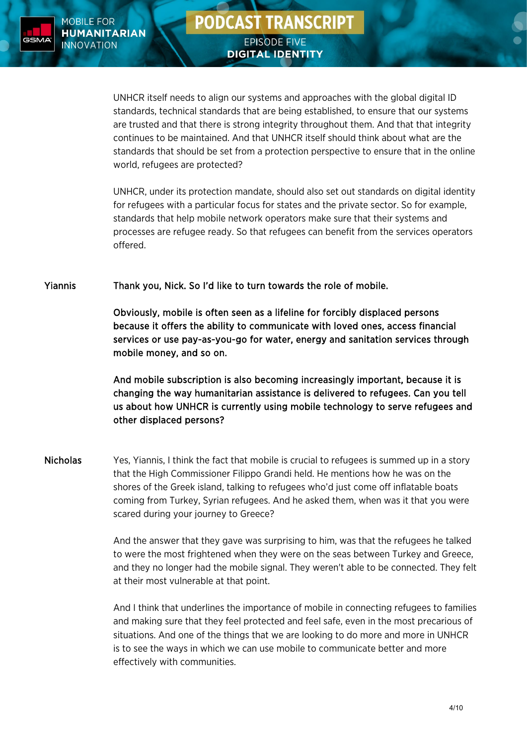UNHCR itself needs to align our systems and approaches with the global digital ID standards, technical standards that are being established, to ensure that our systems are trusted and that there is strong integrity throughout them. And that that integrity continues to be maintained. And that UNHCR itself should think about what are the standards that should be set from a protection perspective to ensure that in the online world, refugees are protected?

UNHCR, under its protection mandate, should also set out standards on digital identity for refugees with a particular focus for states and the private sector. So for example, standards that help mobile network operators make sure that their systems and processes are refugee ready. So that refugees can benefit from the services operators offered.

**Yiannis** **Thank you, Nick. So I'd like to turn towards the role of mobile.**

**Obviously, mobile is often seen as a lifeline for forcibly displaced persons because it offers the ability to communicate with loved ones, access financial services or use pay-as-you-go for water, energy and sanitation services through mobile money, and so on.**

**And mobile subscription is also becoming increasingly important, because it is changing the way humanitarian assistance is delivered to refugees. Can you tell us about how UNHCR is currently using mobile technology to serve refugees and other displaced persons?**

**Nicholas** Yes, Yiannis, I think the fact that mobile is crucial to refugees is summed up in a story that the High Commissioner Filippo Grandi held. He mentions how he was on the shores of the Greek island, talking to refugees who'd just come off inflatable boats coming from Turkey, Syrian refugees. And he asked them, when was it that you were scared during your journey to Greece?

And the answer that they gave was surprising to him, was that the refugees he talked to were the most frightened when they were on the seas between Turkey and Greece, and they no longer had the mobile signal. They weren't able to be connected. They felt at their most vulnerable at that point.

And I think that underlines the importance of mobile in connecting refugees to families and making sure that they feel protected and feel safe, even in the most precarious of situations. And one of the things that we are looking to do more and more in UNHCR is to see the ways in which we can use mobile to communicate better and more effectively with communities.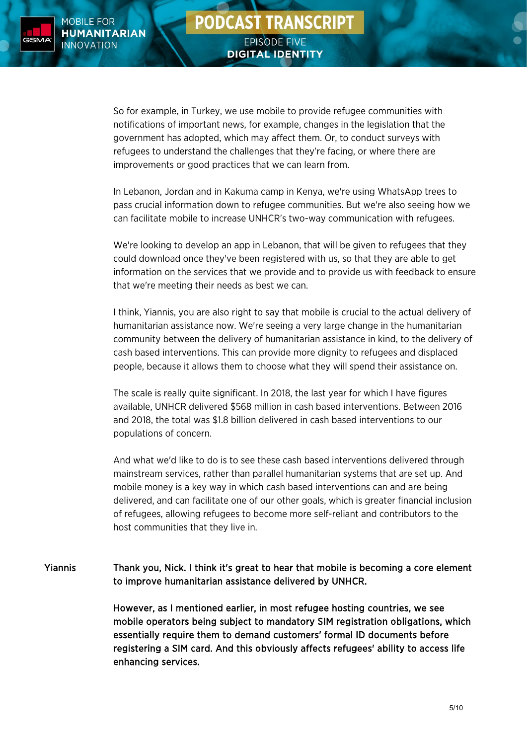So for example, in Turkey, we use mobile to provide refugee communities with notifications of important news, for example, changes in the legislation that the government has adopted, which may affect them. Or, to conduct surveys with refugees to understand the challenges that they're facing, or where there are improvements or good practices that we can learn from.

In Lebanon, Jordan and in Kakuma camp in Kenya, we're using WhatsApp trees to pass crucial information down to refugee communities. But we're also seeing how we can facilitate mobile to increase UNHCR's two-way communication with refugees.

We're looking to develop an app in Lebanon, that will be given to refugees that they could download once they've been registered with us, so that they are able to get information on the services that we provide and to provide us with feedback to ensure that we're meeting their needs as best we can.

I think, Yiannis, you are also right to say that mobile is crucial to the actual delivery of humanitarian assistance now. We're seeing a very large change in the humanitarian community between the delivery of humanitarian assistance in kind, to the delivery of cash based interventions. This can provide more dignity to refugees and displaced people, because it allows them to choose what they will spend their assistance on.

The scale is really quite significant. In 2018, the last year for which I have figures available, UNHCR delivered $568 million in cash based interventions. Between 2016 and 2018, the total was $1.8 billion delivered in cash based interventions to our populations of concern.

And what we'd like to do is to see these cash based interventions delivered through mainstream services, rather than parallel humanitarian systems that are set up. And mobile money is a key way in which cash based interventions can and are being delivered, and can facilitate one of our other goals, which is greater financial inclusion of refugees, allowing refugees to become more self-reliant and contributors to the host communities that they live in.

Yiannis **Thank you, Nick. I think it's great to hear that mobile is becoming a core element to improve humanitarian assistance delivered by UNHCR.**

**However, as I mentioned earlier, in most refugee hosting countries, we see mobile operators being subject to mandatory SIM registration obligations, which essentially require them to demand customers' formal ID documents before registering a SIM card. And this obviously affects refugees' ability to access life enhancing services.**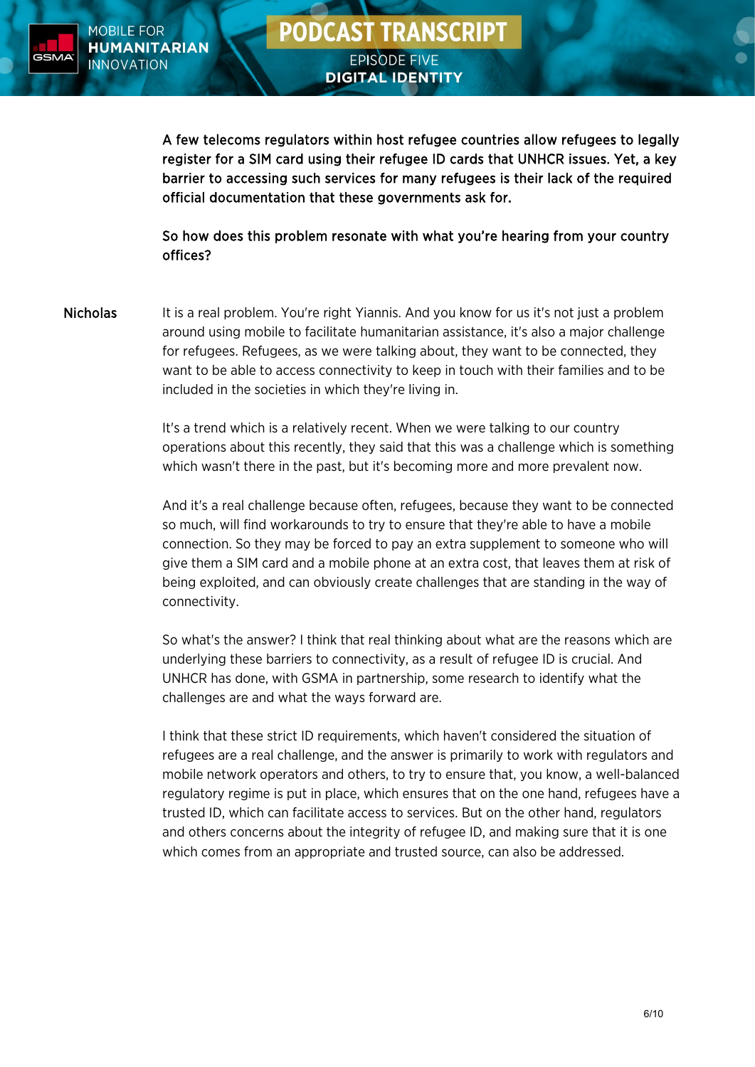**A few telecoms regulators within host refugee countries allow refugees to legally register for a SIM card using their refugee ID cards that UNHCR issues. Yet, a key barrier to accessing such services for many refugees is their lack of the required official documentation that these governments ask for.**

**So how does this problem resonate with what you're hearing from your country offices?**

**Nicholas** It is a real problem. You're right Yiannis. And you know for us it's not just a problem around using mobile to facilitate humanitarian assistance, it's also a major challenge for refugees. Refugees, as we were talking about, they want to be connected, they want to be able to access connectivity to keep in touch with their families and to be included in the societies in which they're living in.

It's a trend which is a relatively recent. When we were talking to our country operations about this recently, they said that this was a challenge which is something which wasn't there in the past, but it's becoming more and more prevalent now.

And it's a real challenge because often, refugees, because they want to be connected so much, will find workarounds to try to ensure that they're able to have a mobile connection. So they may be forced to pay an extra supplement to someone who will give them a SIM card and a mobile phone at an extra cost, that leaves them at risk of being exploited, and can obviously create challenges that are standing in the way of connectivity.

So what's the answer? I think that real thinking about what are the reasons which are underlying these barriers to connectivity, as a result of refugee ID is crucial. And UNHCR has done, with GSMA in partnership, some research to identify what the challenges are and what the ways forward are.

I think that these strict ID requirements, which haven't considered the situation of refugees are a real challenge, and the answer is primarily to work with regulators and mobile network operators and others, to try to ensure that, you know, a well-balanced regulatory regime is put in place, which ensures that on the one hand, refugees have a trusted ID, which can facilitate access to services. But on the other hand, regulators and others concerns about the integrity of refugee ID, and making sure that it is one which comes from an appropriate and trusted source, can also be addressed.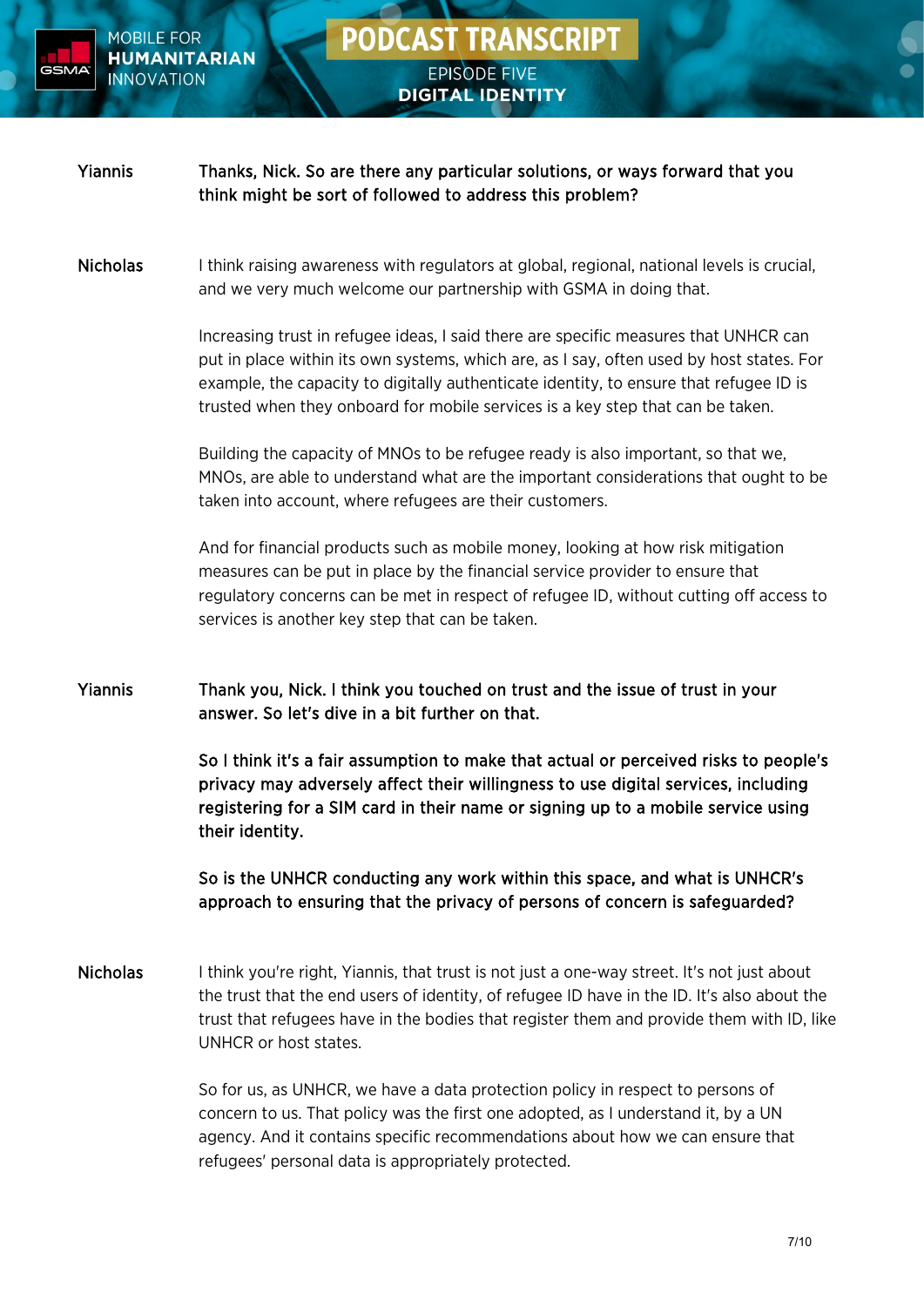**Yiannis** **Thanks, Nick. So are there any particular solutions, or ways forward that you think might be sort of followed to address this problem?**

**Nicholas** I think raising awareness with regulators at global, regional, national levels is crucial, and we very much welcome our partnership with GSMA in doing that.

Increasing trust in refugee ideas, I said there are specific measures that UNHCR can put in place within its own systems, which are, as I say, often used by host states. For example, the capacity to digitally authenticate identity, to ensure that refugee ID is trusted when they onboard for mobile services is a key step that can be taken.

Building the capacity of MNOs to be refugee ready is also important, so that we, MNOs, are able to understand what are the important considerations that ought to be taken into account, where refugees are their customers.

And for financial products such as mobile money, looking at how risk mitigation measures can be put in place by the financial service provider to ensure that regulatory concerns can be met in respect of refugee ID, without cutting off access to services is another key step that can be taken.

**Yiannis** **Thank you, Nick. I think you touched on trust and the issue of trust in your answer. So let's dive in a bit further on that.**

**So I think it's a fair assumption to make that actual or perceived risks to people's privacy may adversely affect their willingness to use digital services, including registering for a SIM card in their name or signing up to a mobile service using their identity.**

**So is the UNHCR conducting any work within this space, and what is UNHCR's approach to ensuring that the privacy of persons of concern is safeguarded?**

**Nicholas** I think you're right, Yiannis, that trust is not just a one-way street. It's not just about the trust that the end users of identity, of refugee ID have in the ID. It's also about the trust that refugees have in the bodies that register them and provide them with ID, like UNHCR or host states.

So for us, as UNHCR, we have a data protection policy in respect to persons of concern to us. That policy was the first one adopted, as I understand it, by a UN agency. And it contains specific recommendations about how we can ensure that refugees' personal data is appropriately protected.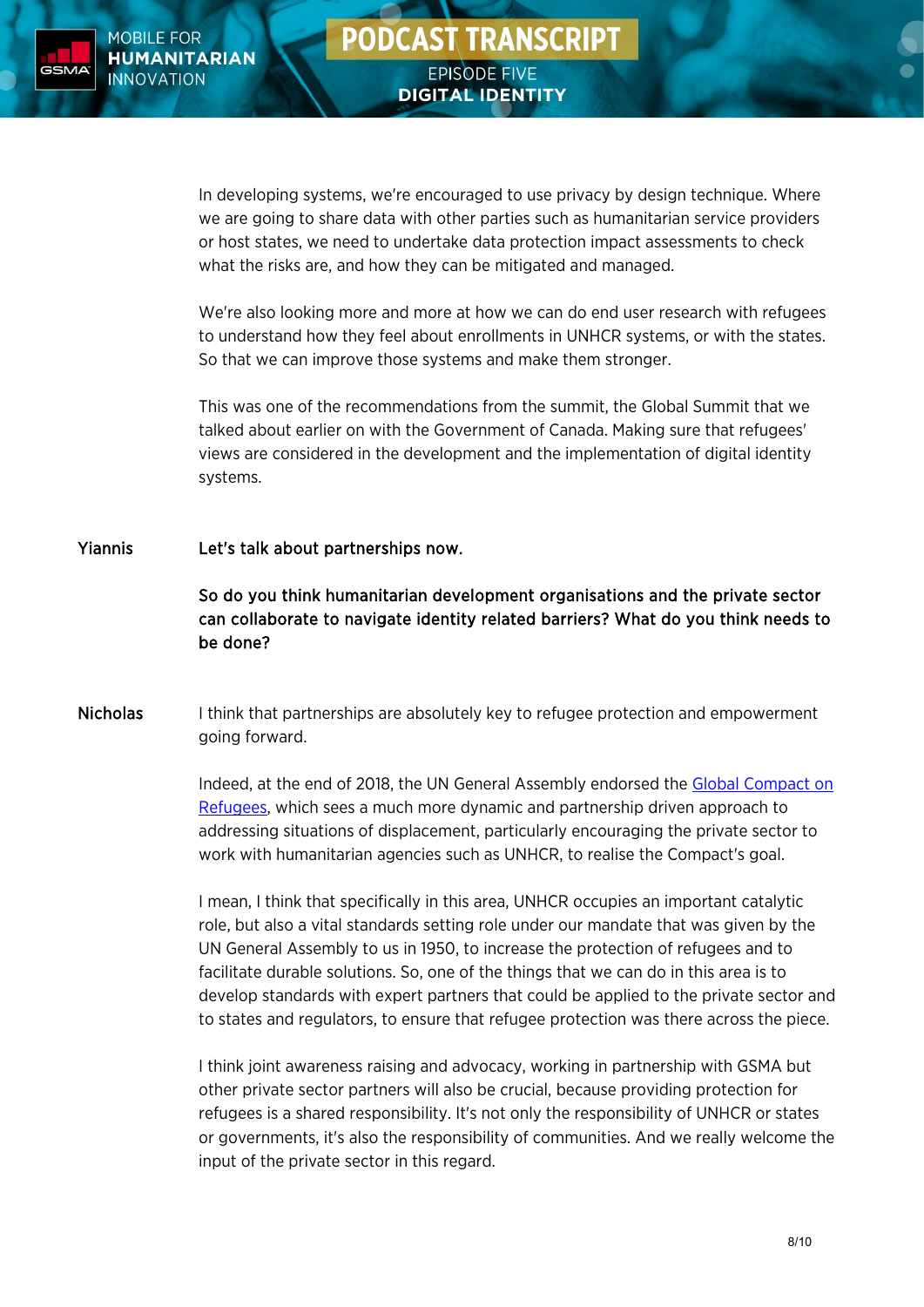In developing systems, we're encouraged to use privacy by design technique. Where we are going to share data with other parties such as humanitarian service providers or host states, we need to undertake data protection impact assessments to check what the risks are, and how they can be mitigated and managed.

We're also looking more and more at how we can do end user research with refugees to understand how they feel about enrollments in UNHCR systems, or with the states. So that we can improve those systems and make them stronger.

This was one of the recommendations from the summit, the Global Summit that we talked about earlier on with the Government of Canada. Making sure that refugees' views are considered in the development and the implementation of digital identity systems.

**Yiannis** **Let's talk about partnerships now.**

**So do you think humanitarian development organisations and the private sector can collaborate to navigate identity related barriers? What do you think needs to be done?**

**Nicholas** I think that partnerships are absolutely key to refugee protection and empowerment going forward.

Indeed, at the end of 2018, the UN General Assembly endorsed the Global Compact on Refugees, which sees a much more dynamic and partnership driven approach to addressing situations of displacement, particularly encouraging the private sector to work with humanitarian agencies such as UNHCR, to realise the Compact's goal.

I mean, I think that specifically in this area, UNHCR occupies an important catalytic role, but also a vital standards setting role under our mandate that was given by the UN General Assembly to us in 1950, to increase the protection of refugees and to facilitate durable solutions. So, one of the things that we can do in this area is to develop standards with expert partners that could be applied to the private sector and to states and regulators, to ensure that refugee protection was there across the piece.

I think joint awareness raising and advocacy, working in partnership with GSMA but other private sector partners will also be crucial, because providing protection for refugees is a shared responsibility. It's not only the responsibility of UNHCR or states or governments, it's also the responsibility of communities. And we really welcome the input of the private sector in this regard.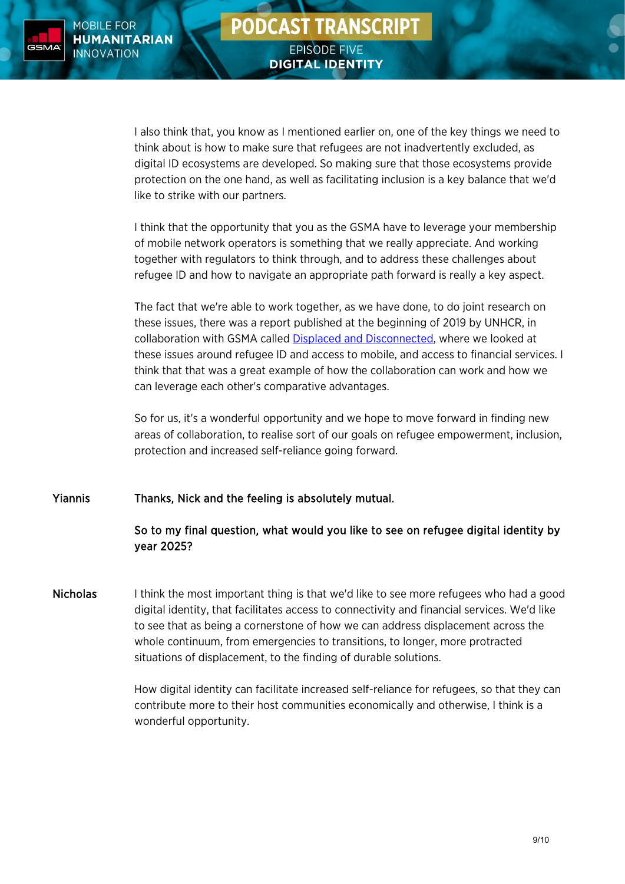I also think that, you know as I mentioned earlier on, one of the key things we need to think about is how to make sure that refugees are not inadvertently excluded, as digital ID ecosystems are developed. So making sure that those ecosystems provide protection on the one hand, as well as facilitating inclusion is a key balance that we'd like to strike with our partners.

I think that the opportunity that you as the GSMA have to leverage your membership of mobile network operators is something that we really appreciate. And working together with regulators to think through, and to address these challenges about refugee ID and how to navigate an appropriate path forward is really a key aspect.

The fact that we're able to work together, as we have done, to do joint research on these issues, there was a report published at the beginning of 2019 by UNHCR, in collaboration with GSMA called Displaced and Disconnected, where we looked at these issues around refugee ID and access to mobile, and access to financial services. I think that that was a great example of how the collaboration can work and how we can leverage each other's comparative advantages.

So for us, it's a wonderful opportunity and we hope to move forward in finding new areas of collaboration, to realise sort of our goals on refugee empowerment, inclusion, protection and increased self-reliance going forward.

**Yiannis** Thanks, Nick and the feeling is absolutely mutual.

So to my final question, what would you like to see on refugee digital identity by year 2025?

**Nicholas** I think the most important thing is that we'd like to see more refugees who had a good digital identity, that facilitates access to connectivity and financial services. We'd like to see that as being a cornerstone of how we can address displacement across the whole continuum, from emergencies to transitions, to longer, more protracted situations of displacement, to the finding of durable solutions.

How digital identity can facilitate increased self-reliance for refugees, so that they can contribute more to their host communities economically and otherwise, I think is a wonderful opportunity.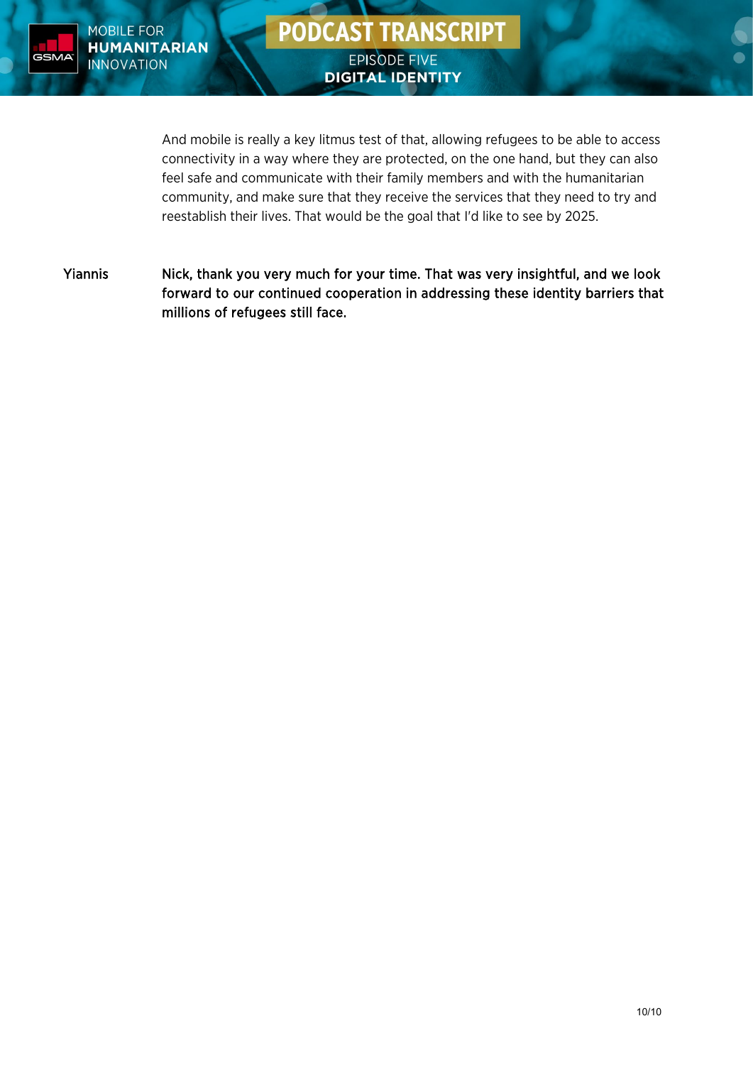And mobile is really a key litmus test of that, allowing refugees to be able to access connectivity in a way where they are protected, on the one hand, but they can also feel safe and communicate with their family members and with the humanitarian community, and make sure that they receive the services that they need to try and reestablish their lives. That would be the goal that I'd like to see by 2025.

**Yiannis** **Nick, thank you very much for your time. That was very insightful, and we look forward to our continued cooperation in addressing these identity barriers that millions of refugees still face.**